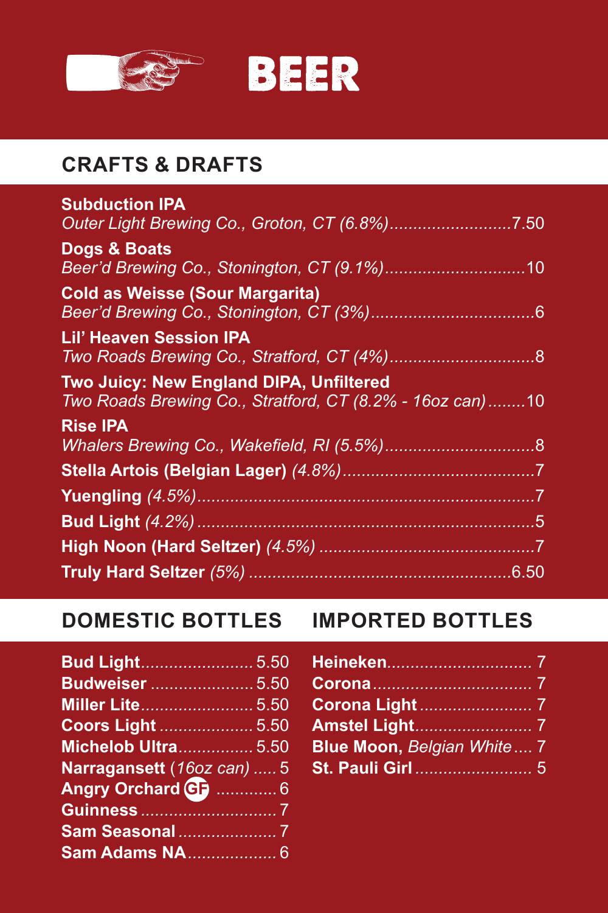# BEER

## CRAFTS & DRAFTS

**Subduction IPA**
*Outer Light Brewing Co., Groton, CT (6.8%)* .......................... 7.50

**Dogs & Boats**
*Beer'd Brewing Co., Stonington, CT (9.1%)* .............................. 10

**Cold as Weisse (Sour Margarita)**
*Beer'd Brewing Co., Stonington, CT (3%)* .................................. 6

**Lil' Heaven Session IPA**
*Two Roads Brewing Co., Stratford, CT (4%)* ............................... 8

**Two Juicy: New England DIPA, Unfiltered**
*Two Roads Brewing Co., Stratford, CT (8.2% - 16oz can)* ........ 10

**Rise IPA**
*Whalers Brewing Co., Wakefield, RI (5.5%)* ................................ 8

**Stella Artois (Belgian Lager)** *(4.8%)* ........................................ 7

**Yuengling** *(4.5%)* ....................................................................... 7

**Bud Light** *(4.2%)* ........................................................................ 5

**High Noon (Hard Seltzer)** *(4.5%)* .............................................. 7

**Truly Hard Seltzer** *(5%)* ....................................................... 6.50

## DOMESTIC BOTTLES

**Bud Light** ........................ 5.50
**Budweiser** ...................... 5.50
**Miller Lite** ........................ 5.50
**Coors Light** .................... 5.50
**Michelob Ultra** ................ 5.50
**Narragansett** (*16oz can*) ..... 5
**Angry Orchard** GF ............. 6
**Guinness** ............................. 7
**Sam Seasonal** ..................... 7
**Sam Adams NA** ................... 6

## IMPORTED BOTTLES

**Heineken** ............................... 7
**Corona** .................................. 7
**Corona Light** ........................ 7
**Amstel Light** ......................... 7
**Blue Moon,** *Belgian White* .... 7
**St. Pauli Girl** ......................... 5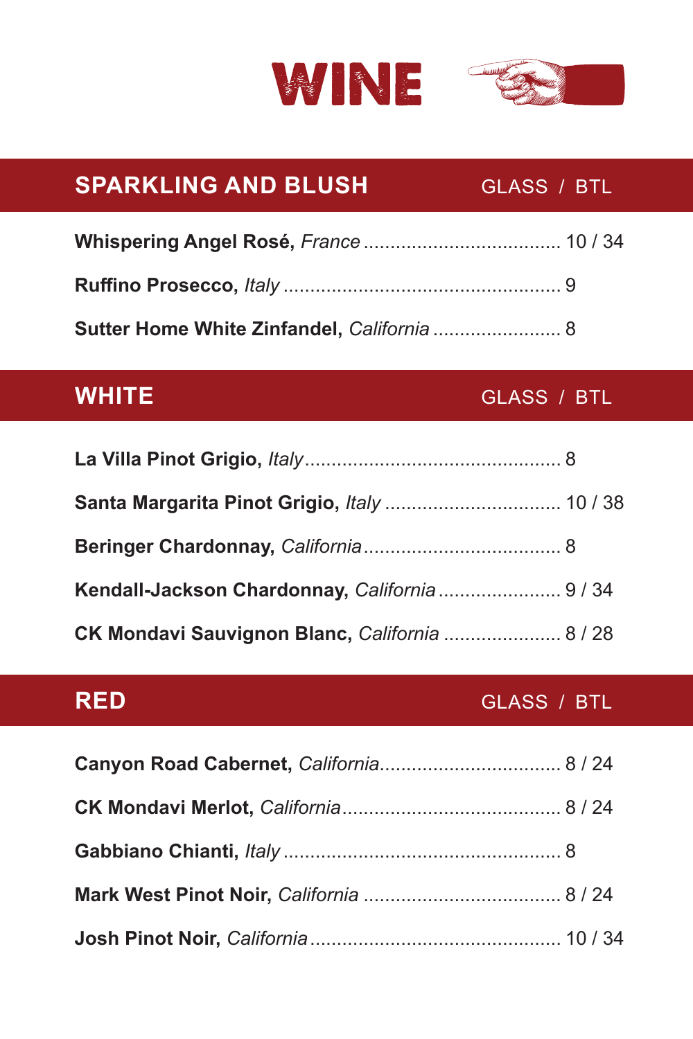# WINE

## SPARKLING AND BLUSH

GLASS / BTL

**Whispering Angel Rosé,** *France* .................................... 10 / 34

**Ruffino Prosecco,** *Italy* .................................................... 9

**Sutter Home White Zinfandel,** *California* ........................ 8

## WHITE

GLASS / BTL

**La Villa Pinot Grigio,** *Italy* ................................................ 8

**Santa Margarita Pinot Grigio,** *Italy* ................................ 10 / 38

**Beringer Chardonnay,** *California* ..................................... 8

**Kendall-Jackson Chardonnay,** *California* ....................... 9 / 34

**CK Mondavi Sauvignon Blanc,** *California* ...................... 8 / 28

## RED

GLASS / BTL

**Canyon Road Cabernet,** *California* .................................. 8 / 24

**CK Mondavi Merlot,** *California* ......................................... 8 / 24

**Gabbiano Chianti,** *Italy* .................................................... 8

**Mark West Pinot Noir,** *California* .................................... 8 / 24

**Josh Pinot Noir,** *California* ............................................... 10 / 34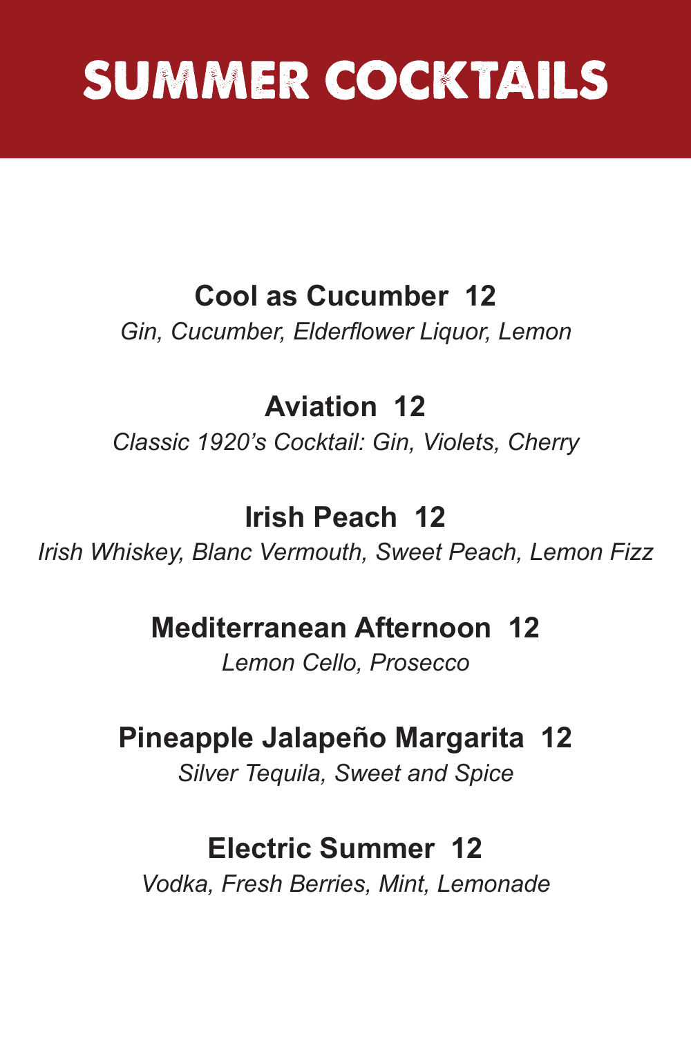# SUMMER COCKTAILS

**Cool as Cucumber  12**
*Gin, Cucumber, Elderflower Liquor, Lemon*

**Aviation  12**
*Classic 1920's Cocktail: Gin, Violets, Cherry*

**Irish Peach  12**
*Irish Whiskey, Blanc Vermouth, Sweet Peach, Lemon Fizz*

**Mediterranean Afternoon  12**
*Lemon Cello, Prosecco*

**Pineapple Jalapeño Margarita  12**
*Silver Tequila, Sweet and Spice*

**Electric Summer  12**
*Vodka, Fresh Berries, Mint, Lemonade*